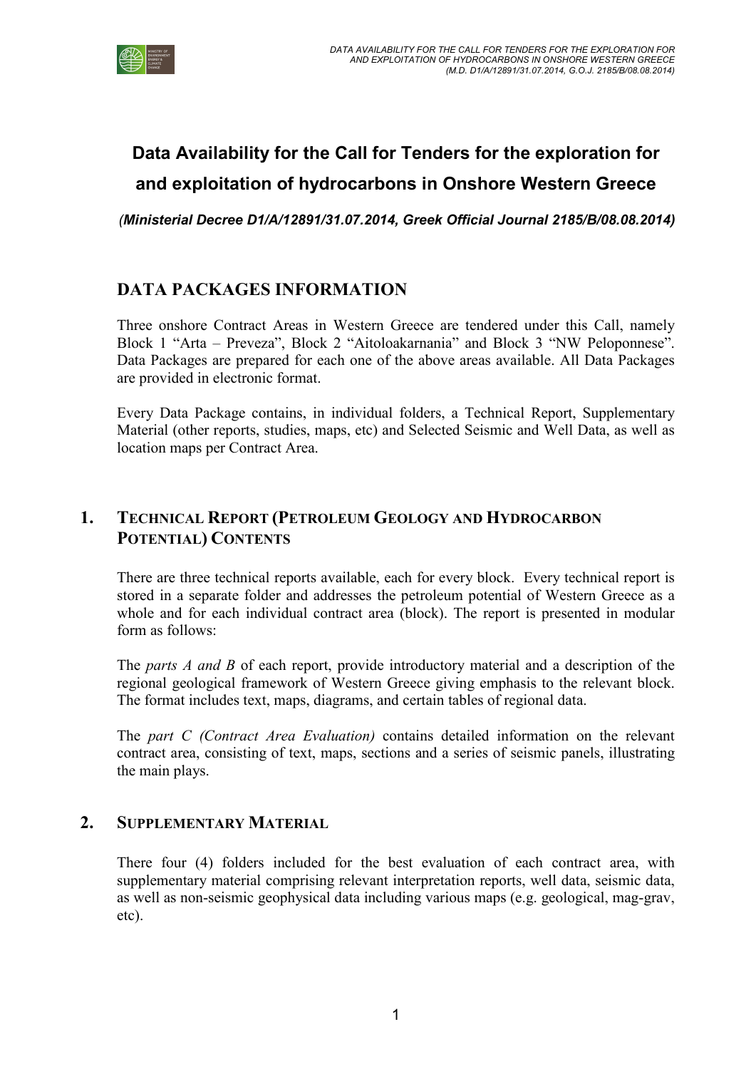# Data Availability for the Call for Tenders for the exploration for and exploitation of hydrocarbons in Onshore Western Greece

*(Ministerial Decree D1/A/12891/31.07.2014, Greek Official Journal 2185/B/08.08.2014)*

## DATA PACKAGES INFORMATION

Three onshore Contract Areas in Western Greece are tendered under this Call, namely Block 1 "Arta – Preveza", Block 2 "Aitoloakarnania" and Block 3 "NW Peloponnese". Data Packages are prepared for each one of the above areas available. All Data Packages are provided in electronic format.

Every Data Package contains, in individual folders, a Technical Report, Supplementary Material (other reports, studies, maps, etc) and Selected Seismic and Well Data, as well as location maps per Contract Area.

## 1. TECHNICAL REPORT (PETROLEUM GEOLOGY AND HYDROCARBON POTENTIAL) CONTENTS

There are three technical reports available, each for every block. Every technical report is stored in a separate folder and addresses the petroleum potential of Western Greece as a whole and for each individual contract area (block). The report is presented in modular form as follows:

The *parts A and B* of each report, provide introductory material and a description of the regional geological framework of Western Greece giving emphasis to the relevant block. The format includes text, maps, diagrams, and certain tables of regional data.

The *part C (Contract Area Evaluation)* contains detailed information on the relevant contract area, consisting of text, maps, sections and a series of seismic panels, illustrating the main plays.

## 2. SUPPLEMENTARY MATERIAL

There four (4) folders included for the best evaluation of each contract area, with supplementary material comprising relevant interpretation reports, well data, seismic data, as well as non-seismic geophysical data including various maps (e.g. geological, mag-grav, etc).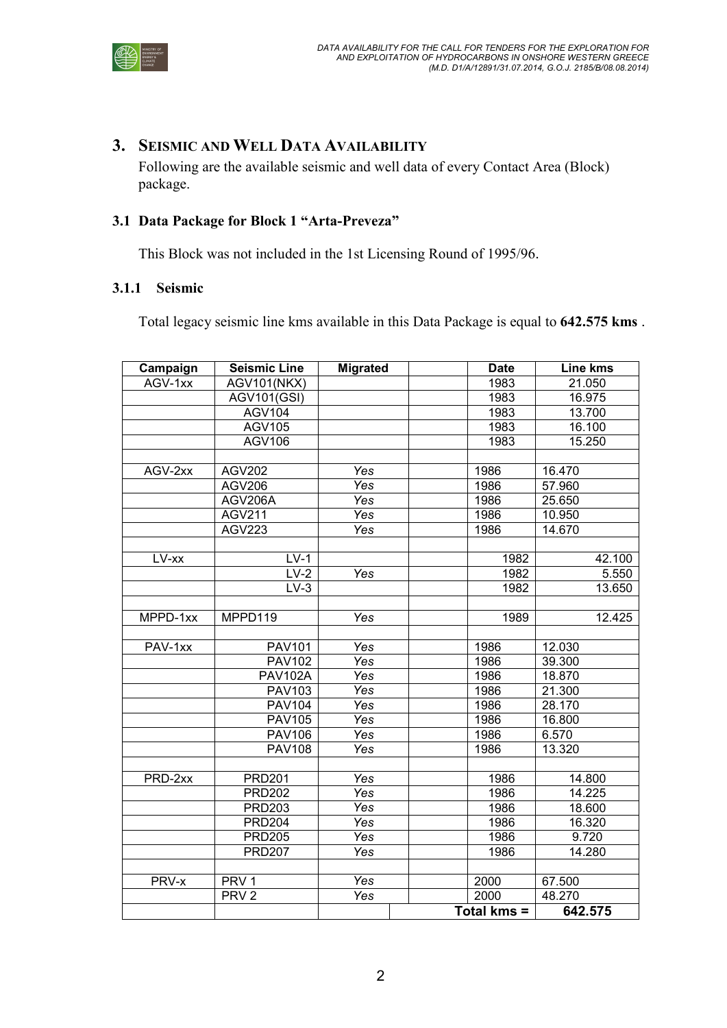## 3. Seismic and Well Data Availability

Following are the available seismic and well data of every Contact Area (Block) package.

### 3.1 Data Package for Block 1 "Arta-Preveza"

This Block was not included in the 1st Licensing Round of 1995/96.

#### 3.1.1 Seismic

Total legacy seismic line kms available in this Data Package is equal to **642.575 kms** .

| Campaign | Seismic Line | Migrated | | Date | Line kms |
|---|---|---|---|---|---|
| AGV-1xx | AGV101(NKX) | | | 1983 | 21.050 |
| | AGV101(GSI) | | | 1983 | 16.975 |
| | AGV104 | | | 1983 | 13.700 |
| | AGV105 | | | 1983 | 16.100 |
| | AGV106 | | | 1983 | 15.250 |
| | | | | | |
| AGV-2xx | AGV202 | *Yes* | | 1986 | 16.470 |
| | AGV206 | *Yes* | | 1986 | 57.960 |
| | AGV206A | *Yes* | | 1986 | 25.650 |
| | AGV211 | *Yes* | | 1986 | 10.950 |
| | AGV223 | *Yes* | | 1986 | 14.670 |
| | | | | | |
| LV-xx | LV-1 | | | 1982 | 42.100 |
| | LV-2 | *Yes* | | 1982 | 5.550 |
| | LV-3 | | | 1982 | 13.650 |
| | | | | | |
| MPPD-1xx | MPPD119 | *Yes* | | 1989 | 12.425 |
| | | | | | |
| PAV-1xx | PAV101 | *Yes* | | 1986 | 12.030 |
| | PAV102 | *Yes* | | 1986 | 39.300 |
| | PAV102A | *Yes* | | 1986 | 18.870 |
| | PAV103 | *Yes* | | 1986 | 21.300 |
| | PAV104 | *Yes* | | 1986 | 28.170 |
| | PAV105 | *Yes* | | 1986 | 16.800 |
| | PAV106 | *Yes* | | 1986 | 6.570 |
| | PAV108 | *Yes* | | 1986 | 13.320 |
| | | | | | |
| PRD-2xx | PRD201 | *Yes* | | 1986 | 14.800 |
| | PRD202 | *Yes* | | 1986 | 14.225 |
| | PRD203 | *Yes* | | 1986 | 18.600 |
| | PRD204 | *Yes* | | 1986 | 16.320 |
| | PRD205 | *Yes* | | 1986 | 9.720 |
| | PRD207 | *Yes* | | 1986 | 14.280 |
| | | | | | |
| PRV-x | PRV 1 | *Yes* | | 2000 | 67.500 |
| | PRV 2 | *Yes* | | 2000 | 48.270 |
| | | | | **Total kms =** | **642.575** |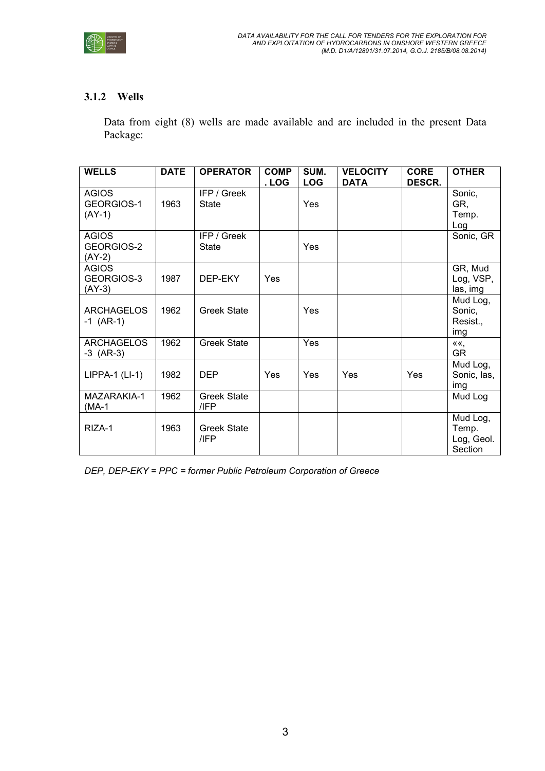### 3.1.2 Wells

Data from eight (8) wells are made available and are included in the present Data Package:

| WELLS | DATE | OPERATOR | COMP. LOG | SUM. LOG | VELOCITY DATA | CORE DESCR. | OTHER |
|---|---|---|---|---|---|---|---|
| AGIOS GEORGIOS-1 (AY-1) | 1963 | IFP / Greek State | | Yes | | | Sonic, GR, Temp. Log |
| AGIOS GEORGIOS-2 (AY-2) | | IFP / Greek State | | Yes | | | Sonic, GR |
| AGIOS GEORGIOS-3 (AY-3) | 1987 | DEP-EKY | Yes | | | | GR, Mud Log, VSP, las, img |
| ARCHAGELOS -1 (AR-1) | 1962 | Greek State | | Yes | | | Mud Log, Sonic, Resist., img |
| ARCHAGELOS -3 (AR-3) | 1962 | Greek State | | Yes | | | «», GR |
| LIPPA-1 (LI-1) | 1982 | DEP | Yes | Yes | Yes | Yes | Mud Log, Sonic, las, img |
| MAZARAKIA-1 (MA-1 | 1962 | Greek State /IFP | | | | | Mud Log |
| RIZA-1 | 1963 | Greek State /IFP | | | | | Mud Log, Temp. Log, Geol. Section |

*DEP, DEP-EKY = PPC = former Public Petroleum Corporation of Greece*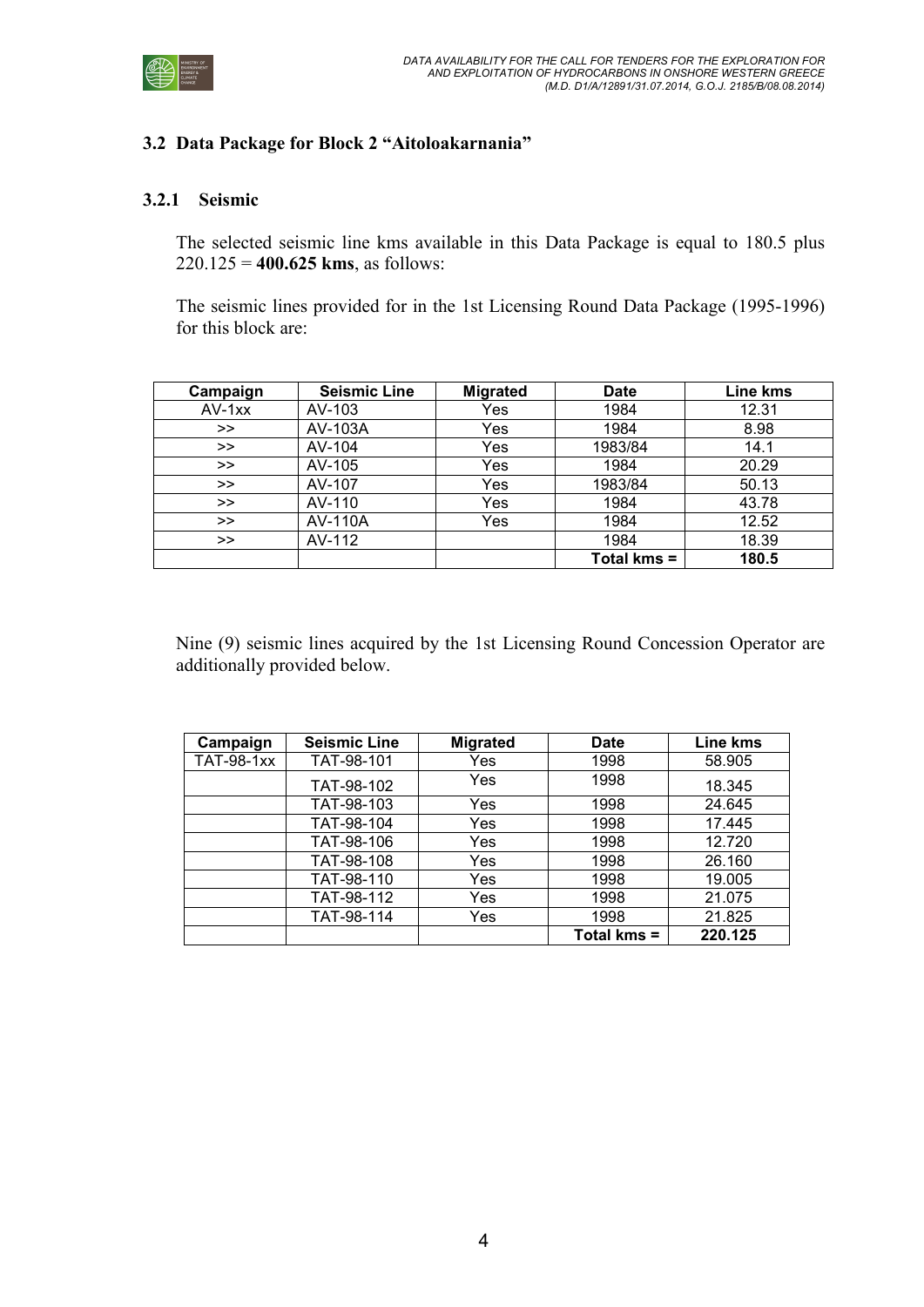## 3.2 Data Package for Block 2 "Aitoloakarnania"

### 3.2.1 Seismic

The selected seismic line kms available in this Data Package is equal to 180.5 plus 220.125 = **400.625 kms**, as follows:

The seismic lines provided for in the 1st Licensing Round Data Package (1995-1996) for this block are:

| Campaign | Seismic Line | Migrated | Date | Line kms |
|---|---|---|---|---|
| AV-1xx | AV-103 | Yes | 1984 | 12.31 |
| >> | AV-103A | Yes | 1984 | 8.98 |
| >> | AV-104 | Yes | 1983/84 | 14.1 |
| >> | AV-105 | Yes | 1984 | 20.29 |
| >> | AV-107 | Yes | 1983/84 | 50.13 |
| >> | AV-110 | Yes | 1984 | 43.78 |
| >> | AV-110A | Yes | 1984 | 12.52 |
| >> | AV-112 | | 1984 | 18.39 |
| | | | **Total kms =** | **180.5** |

Nine (9) seismic lines acquired by the 1st Licensing Round Concession Operator are additionally provided below.

| Campaign | Seismic Line | Migrated | Date | Line kms |
|---|---|---|---|---|
| TAT-98-1xx | TAT-98-101 | Yes | 1998 | 58.905 |
| | TAT-98-102 | Yes | 1998 | 18.345 |
| | TAT-98-103 | Yes | 1998 | 24.645 |
| | TAT-98-104 | Yes | 1998 | 17.445 |
| | TAT-98-106 | Yes | 1998 | 12.720 |
| | TAT-98-108 | Yes | 1998 | 26.160 |
| | TAT-98-110 | Yes | 1998 | 19.005 |
| | TAT-98-112 | Yes | 1998 | 21.075 |
| | TAT-98-114 | Yes | 1998 | 21.825 |
| | | | **Total kms =** | **220.125** |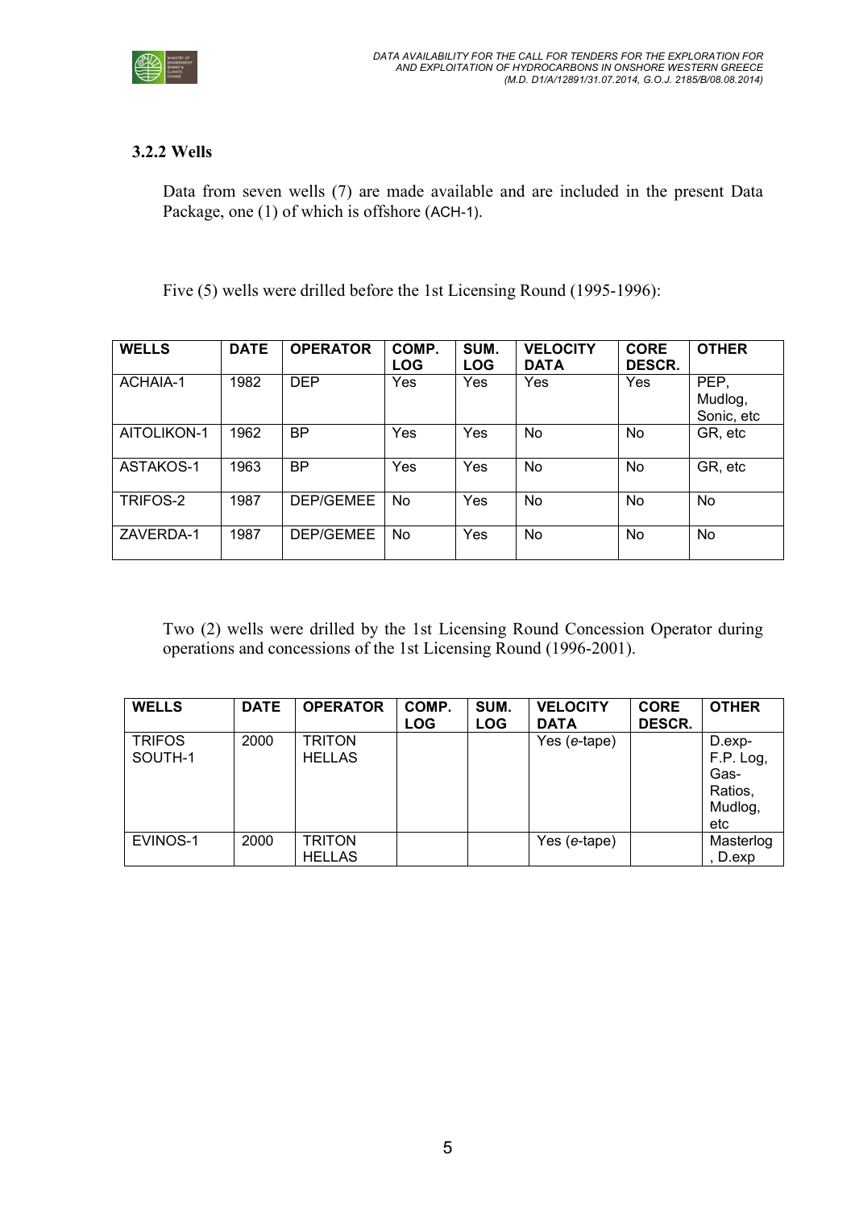### 3.2.2 Wells

Data from seven wells (7) are made available and are included in the present Data Package, one (1) of which is offshore (ACH-1).

Five (5) wells were drilled before the 1st Licensing Round (1995-1996):

| WELLS | DATE | OPERATOR | COMP. LOG | SUM. LOG | VELOCITY DATA | CORE DESCR. | OTHER |
|---|---|---|---|---|---|---|---|
| ACHAIA-1 | 1982 | DEP | Yes | Yes | Yes | Yes | PEP, Mudlog, Sonic, etc |
| AITOLIKON-1 | 1962 | BP | Yes | Yes | No | No | GR, etc |
| ASTAKOS-1 | 1963 | BP | Yes | Yes | No | No | GR, etc |
| TRIFOS-2 | 1987 | DEP/GEMEE | No | Yes | No | No | No |
| ZAVERDA-1 | 1987 | DEP/GEMEE | No | Yes | No | No | No |

Two (2) wells were drilled by the 1st Licensing Round Concession Operator during operations and concessions of the 1st Licensing Round (1996-2001).

| WELLS | DATE | OPERATOR | COMP. LOG | SUM. LOG | VELOCITY DATA | CORE DESCR. | OTHER |
|---|---|---|---|---|---|---|---|
| TRIFOS SOUTH-1 | 2000 | TRITON HELLAS | | | Yes (*e*-tape) | | D.exp-F.P. Log, Gas-Ratios, Mudlog, etc |
| EVINOS-1 | 2000 | TRITON HELLAS | | | Yes (*e*-tape) | | Masterlog, D.exp |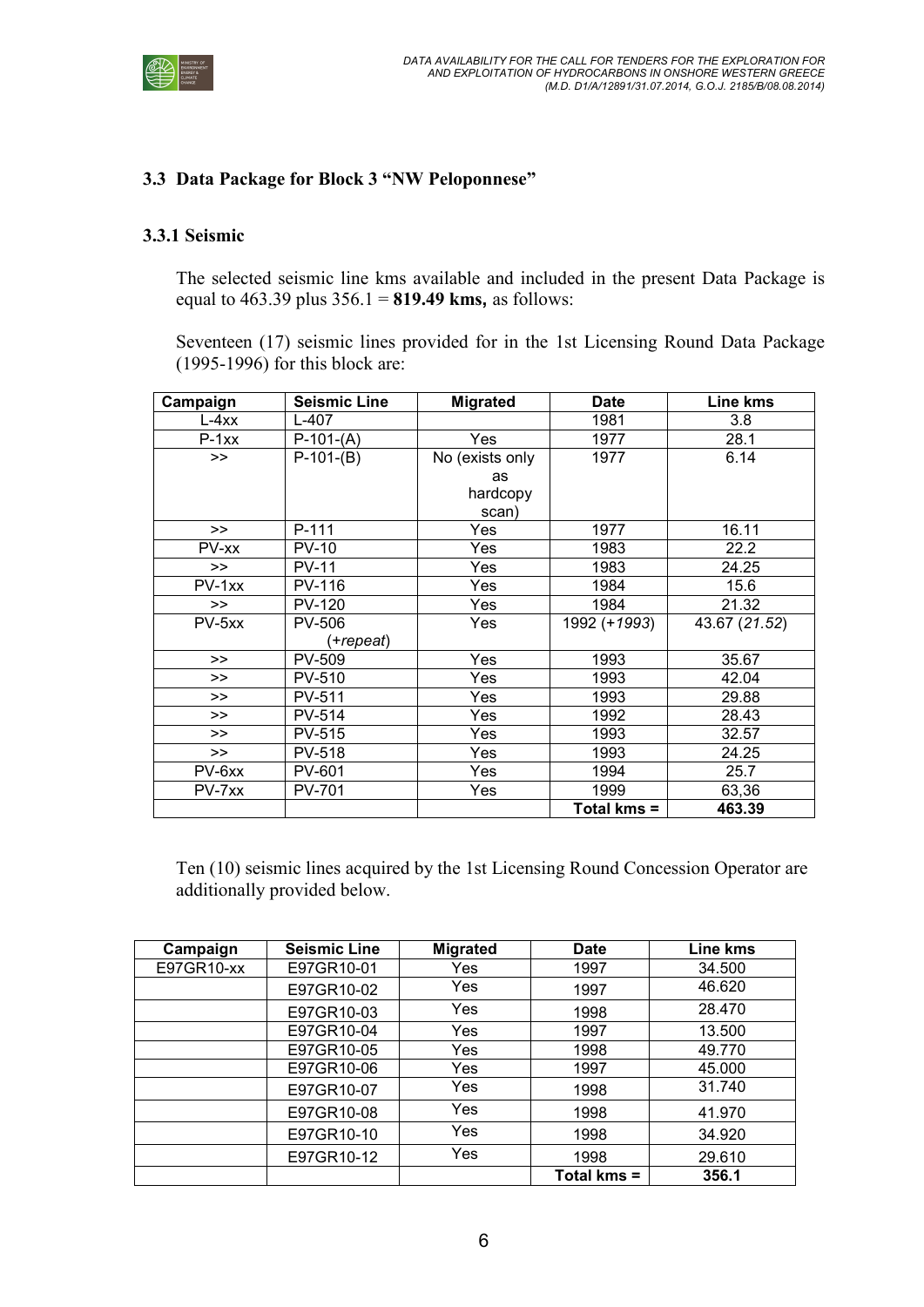### 3.3 Data Package for Block 3 “NW Peloponnese”

#### 3.3.1 Seismic

The selected seismic line kms available and included in the present Data Package is equal to 463.39 plus 356.1 = **819.49 kms,** as follows:

Seventeen (17) seismic lines provided for in the 1st Licensing Round Data Package (1995-1996) for this block are:

| Campaign | Seismic Line | Migrated | Date | Line kms |
|---|---|---|---|---|
| L-4xx | L-407 | | 1981 | 3.8 |
| P-1xx | P-101-(A) | Yes | 1977 | 28.1 |
| >> | P-101-(B) | No (exists only as hardcopy scan) | 1977 | 6.14 |
| >> | P-111 | Yes | 1977 | 16.11 |
| PV-xx | PV-10 | Yes | 1983 | 22.2 |
| >> | PV-11 | Yes | 1983 | 24.25 |
| PV-1xx | PV-116 | Yes | 1984 | 15.6 |
| >> | PV-120 | Yes | 1984 | 21.32 |
| PV-5xx | PV-506 (*+repeat*) | Yes | 1992 (*+1993*) | 43.67 (*21.52*) |
| >> | PV-509 | Yes | 1993 | 35.67 |
| >> | PV-510 | Yes | 1993 | 42.04 |
| >> | PV-511 | Yes | 1993 | 29.88 |
| >> | PV-514 | Yes | 1992 | 28.43 |
| >> | PV-515 | Yes | 1993 | 32.57 |
| >> | PV-518 | Yes | 1993 | 24.25 |
| PV-6xx | PV-601 | Yes | 1994 | 25.7 |
| PV-7xx | PV-701 | Yes | 1999 | 63,36 |
| | | | **Total kms =** | **463.39** |

Ten (10) seismic lines acquired by the 1st Licensing Round Concession Operator are additionally provided below.

| Campaign | Seismic Line | Migrated | Date | Line kms |
|---|---|---|---|---|
| E97GR10-xx | E97GR10-01 | Yes | 1997 | 34.500 |
| | E97GR10-02 | Yes | 1997 | 46.620 |
| | E97GR10-03 | Yes | 1998 | 28.470 |
| | E97GR10-04 | Yes | 1997 | 13.500 |
| | E97GR10-05 | Yes | 1998 | 49.770 |
| | E97GR10-06 | Yes | 1997 | 45.000 |
| | E97GR10-07 | Yes | 1998 | 31.740 |
| | E97GR10-08 | Yes | 1998 | 41.970 |
| | E97GR10-10 | Yes | 1998 | 34.920 |
| | E97GR10-12 | Yes | 1998 | 29.610 |
| | | | **Total kms =** | **356.1** |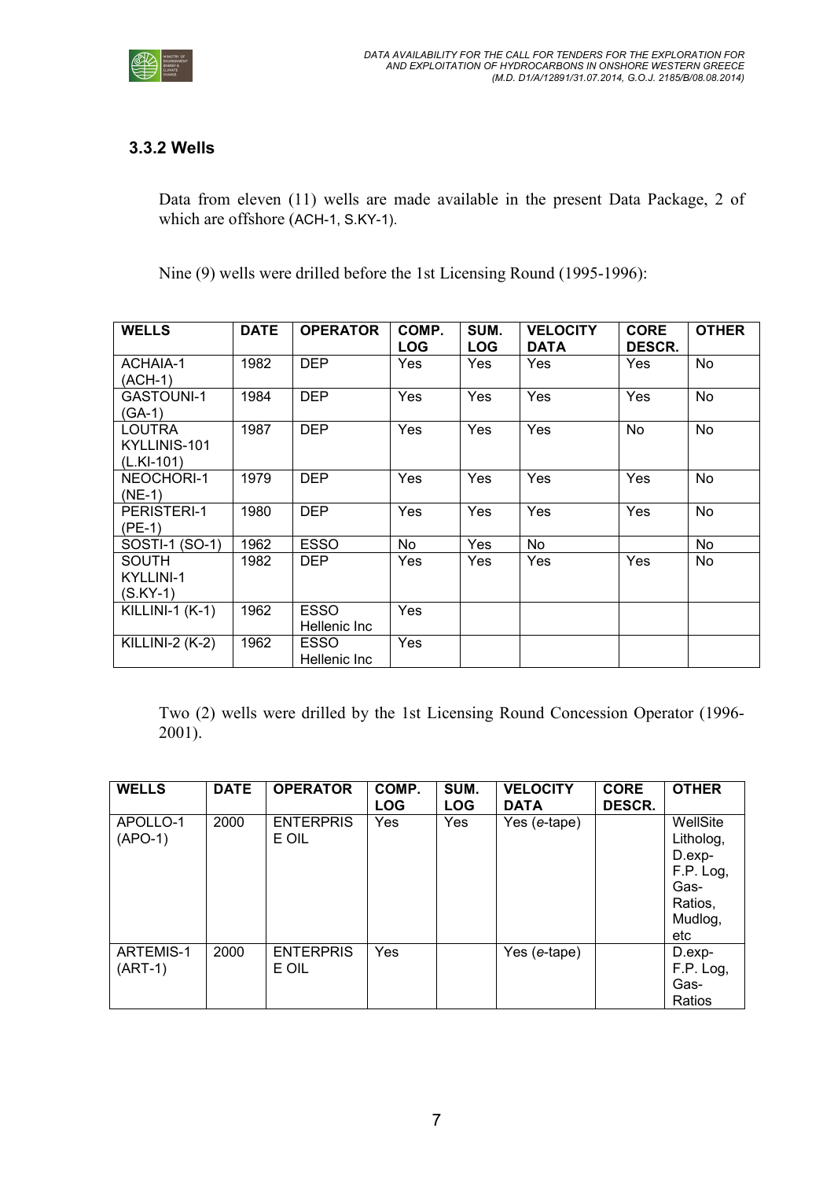### 3.3.2 Wells

Data from eleven (11) wells are made available in the present Data Package, 2 of which are offshore (ACH-1, S.KY-1).

Nine (9) wells were drilled before the 1st Licensing Round (1995-1996):

| WELLS | DATE | OPERATOR | COMP. LOG | SUM. LOG | VELOCITY DATA | CORE DESCR. | OTHER |
|---|---|---|---|---|---|---|---|
| ACHAIA-1 (ACH-1) | 1982 | DEP | Yes | Yes | Yes | Yes | No |
| GASTOUNI-1 (GA-1) | 1984 | DEP | Yes | Yes | Yes | Yes | No |
| LOUTRA KYLLINIS-101 (L.KI-101) | 1987 | DEP | Yes | Yes | Yes | No | No |
| NEOCHORI-1 (NE-1) | 1979 | DEP | Yes | Yes | Yes | Yes | No |
| PERISTERI-1 (PE-1) | 1980 | DEP | Yes | Yes | Yes | Yes | No |
| SOSTI-1 (SO-1) | 1962 | ESSO | No | Yes | No | | No |
| SOUTH KYLLINI-1 (S.KY-1) | 1982 | DEP | Yes | Yes | Yes | Yes | No |
| KILLINI-1 (K-1) | 1962 | ESSO Hellenic Inc | Yes | | | | |
| KILLINI-2 (K-2) | 1962 | ESSO Hellenic Inc | Yes | | | | |

Two (2) wells were drilled by the 1st Licensing Round Concession Operator (1996-2001).

| WELLS | DATE | OPERATOR | COMP. LOG | SUM. LOG | VELOCITY DATA | CORE DESCR. | OTHER |
|---|---|---|---|---|---|---|---|
| APOLLO-1 (APO-1) | 2000 | ENTERPRISE OIL | Yes | Yes | Yes (*e*-tape) | | WellSite Litholog, D.exp-F.P. Log, Gas-Ratios, Mudlog, etc |
| ARTEMIS-1 (ART-1) | 2000 | ENTERPRISE OIL | Yes | | Yes (*e*-tape) | | D.exp-F.P. Log, Gas-Ratios |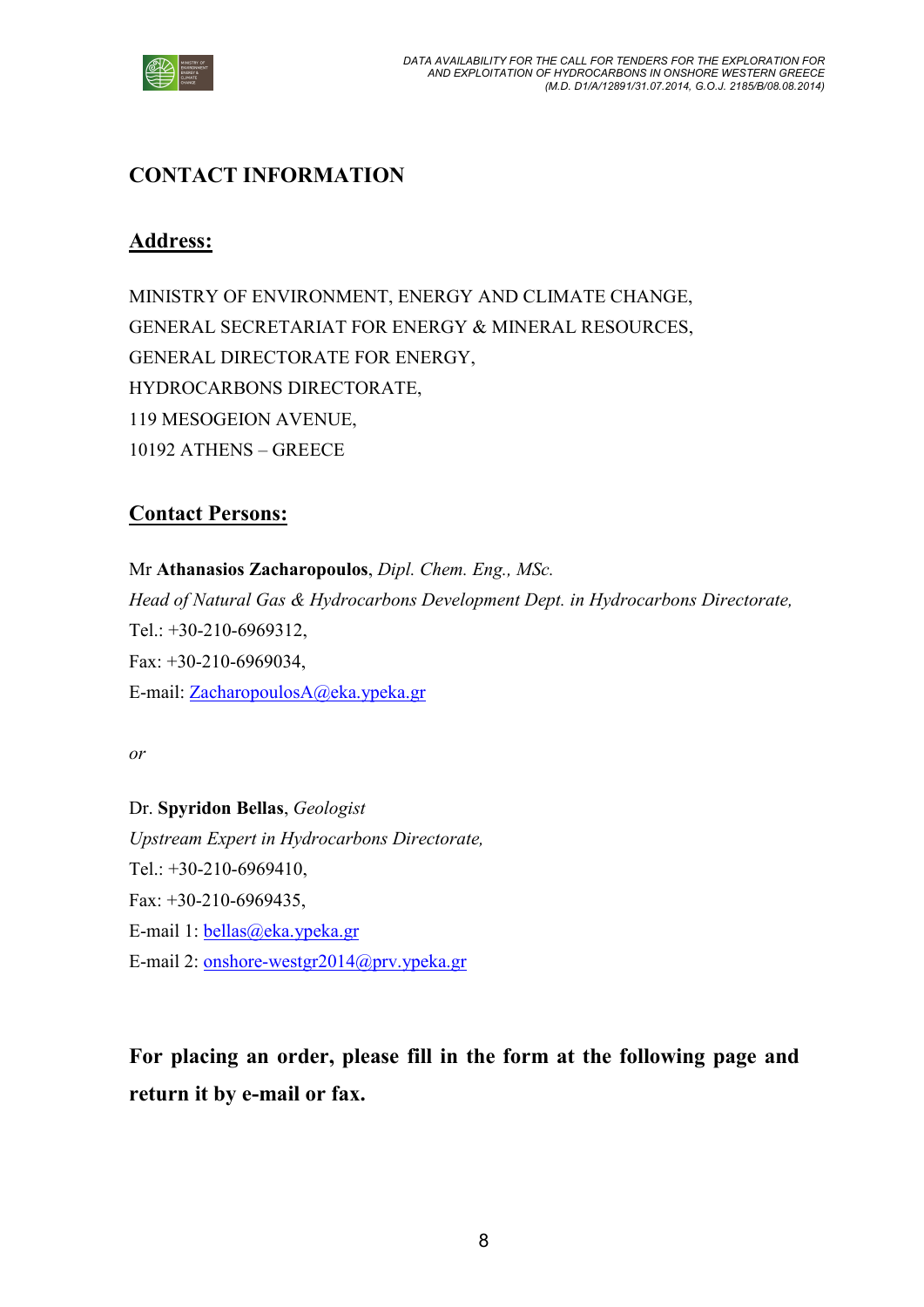# CONTACT INFORMATION

## Address:

MINISTRY OF ENVIRONMENT, ENERGY AND CLIMATE CHANGE,
GENERAL SECRETARIAT FOR ENERGY & MINERAL RESOURCES,
GENERAL DIRECTORATE FOR ENERGY,
HYDROCARBONS DIRECTORATE,
119 MESOGEION AVENUE,
10192 ATHENS – GREECE

## Contact Persons:

Mr **Athanasios Zacharopoulos**, *Dipl. Chem. Eng., MSc.*
*Head of Natural Gas & Hydrocarbons Development Dept. in Hydrocarbons Directorate,*
Tel.: +30-210-6969312,
Fax: +30-210-6969034,
E-mail: ZacharopoulosA@eka.ypeka.gr

*or*

Dr. **Spyridon Bellas**, *Geologist*
*Upstream Expert in Hydrocarbons Directorate,*
Tel.: +30-210-6969410,
Fax: +30-210-6969435,
E-mail 1: bellas@eka.ypeka.gr
E-mail 2: onshore-westgr2014@prv.ypeka.gr

**For placing an order, please fill in the form at the following page and return it by e-mail or fax.**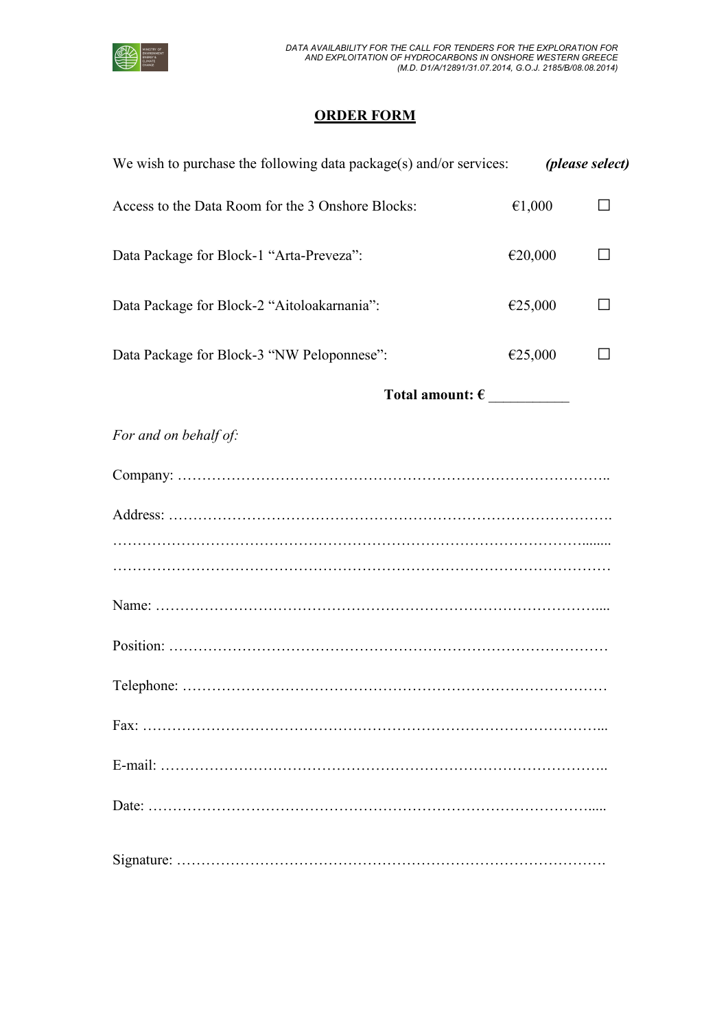## ORDER FORM

We wish to purchase the following data package(s) and/or services: ***(please select)***

| | | |
|---|---|---|
| Access to the Data Room for the 3 Onshore Blocks: | €1,000 | ☐ |
| Data Package for Block-1 "Arta-Preveza": | €20,000 | ☐ |
| Data Package for Block-2 "Aitoloakarnania": | €25,000 | ☐ |
| Data Package for Block-3 "NW Peloponnese": | €25,000 | ☐ |

**Total amount: €** ___________

*For and on behalf of:*

Company: ……………………………………………………………………………..

Address: ……………………………………………………………………………….

…………………………………………………………………………………………

…………………………………………………………………………………………

Name: ……………………………………………………………………………....

Position: ………………………………………………………………………………

Telephone: ……………………………………………………………………………

Fax: …………………………………………………………………………………...

E-mail: ………………………………………………………………………………..

Date: …………………………………………………………………………….....

Signature: …………………………………………………………………………….